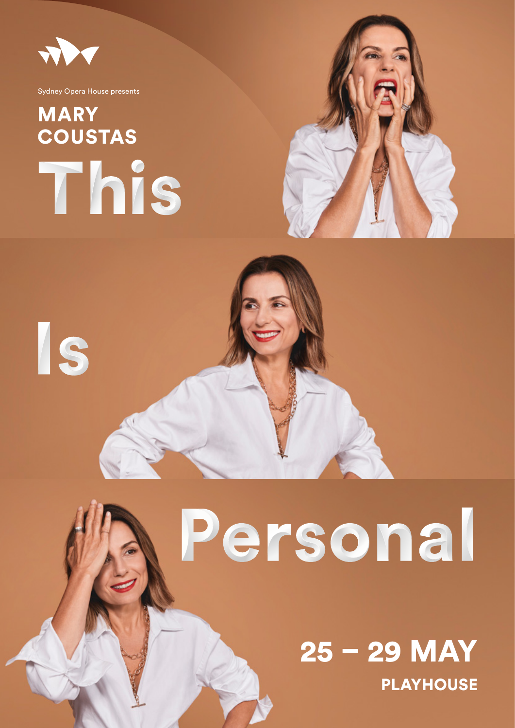Sydney Opera House presents

## MARY COUSTAS

# This Is Personal

## 25 – 29 MAY

**PLAYHOUSE**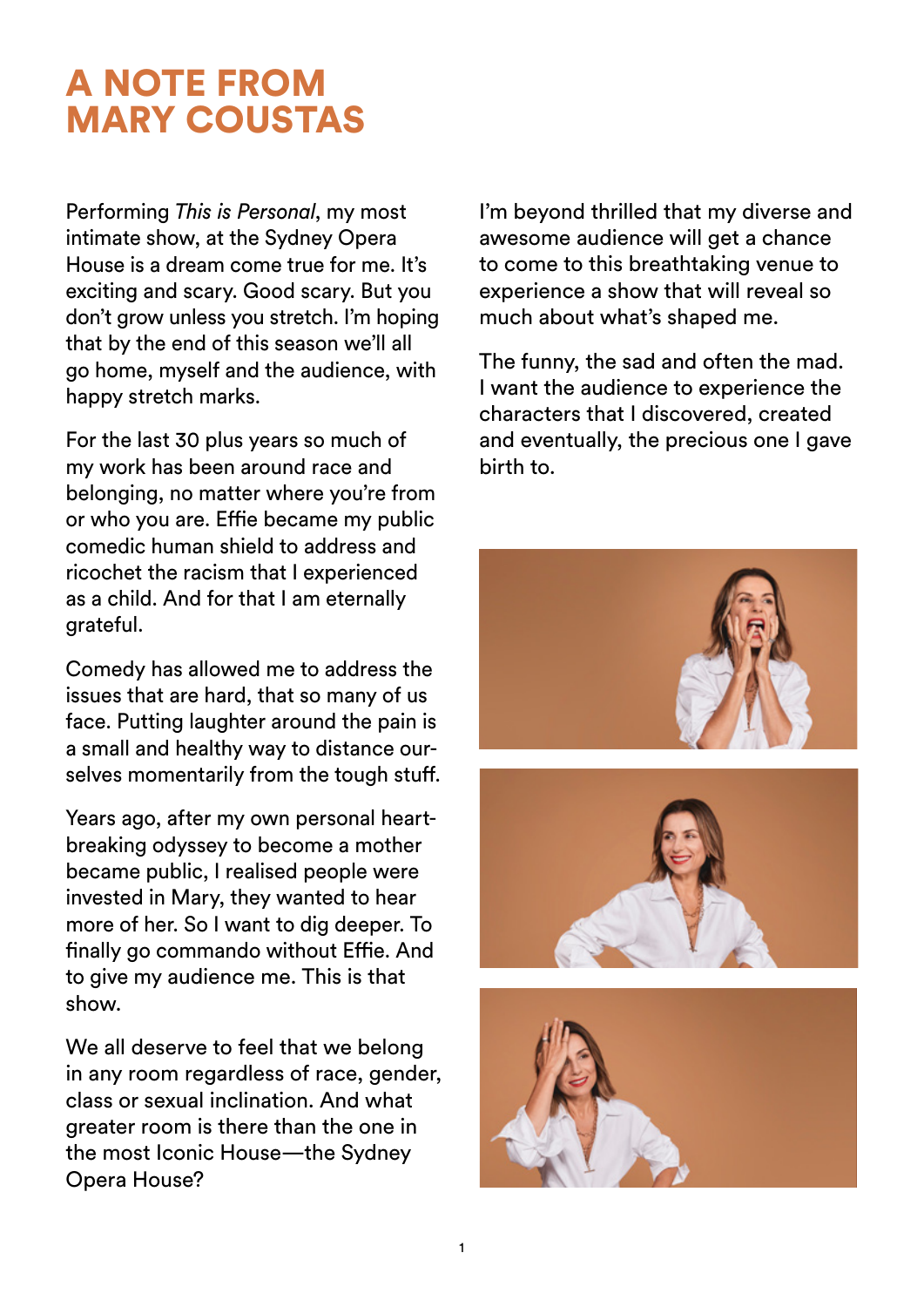# A NOTE FROM MARY COUSTAS

Performing *This is Personal*, my most intimate show, at the Sydney Opera House is a dream come true for me. It's exciting and scary. Good scary. But you don't grow unless you stretch. I'm hoping that by the end of this season we'll all go home, myself and the audience, with happy stretch marks.

For the last 30 plus years so much of my work has been around race and belonging, no matter where you're from or who you are. Effie became my public comedic human shield to address and ricochet the racism that I experienced as a child. And for that I am eternally grateful.

Comedy has allowed me to address the issues that are hard, that so many of us face. Putting laughter around the pain is a small and healthy way to distance ourselves momentarily from the tough stuff.

Years ago, after my own personal heartbreaking odyssey to become a mother became public, I realised people were invested in Mary, they wanted to hear more of her. So I want to dig deeper. To finally go commando without Effie. And to give my audience me. This is that show.

We all deserve to feel that we belong in any room regardless of race, gender, class or sexual inclination. And what greater room is there than the one in the most Iconic House—the Sydney Opera House?

I'm beyond thrilled that my diverse and awesome audience will get a chance to come to this breathtaking venue to experience a show that will reveal so much about what's shaped me.

The funny, the sad and often the mad. I want the audience to experience the characters that I discovered, created and eventually, the precious one I gave birth to.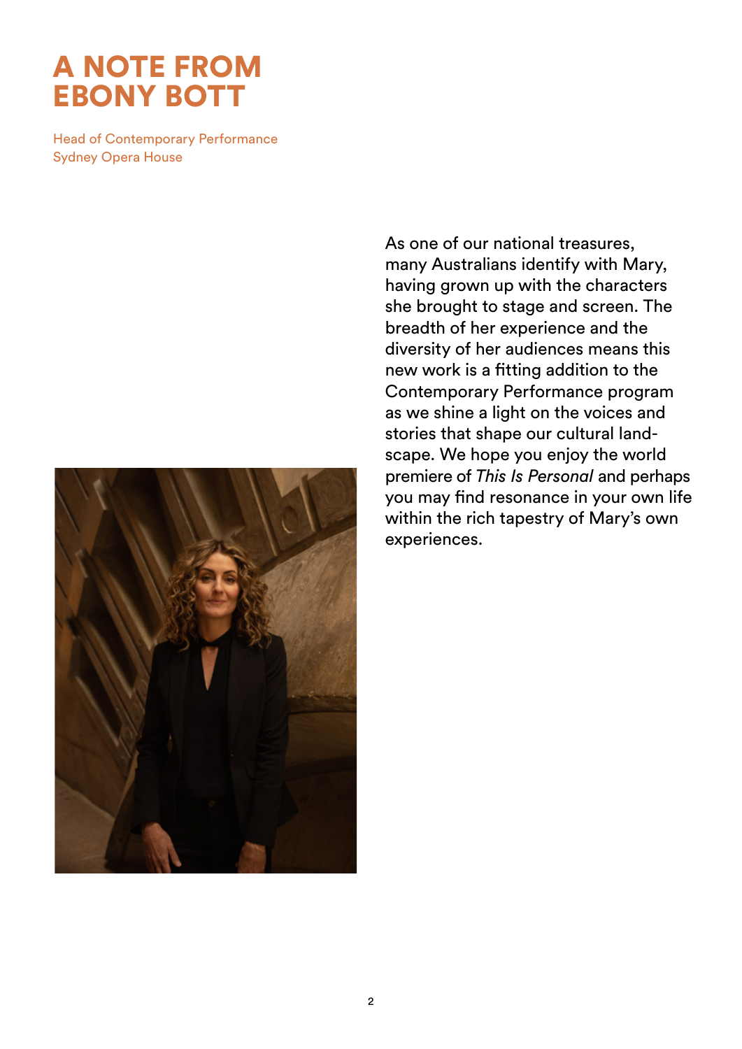# A NOTE FROM EBONY BOTT

Head of Contemporary Performance
Sydney Opera House

As one of our national treasures, many Australians identify with Mary, having grown up with the characters she brought to stage and screen. The breadth of her experience and the diversity of her audiences means this new work is a fitting addition to the Contemporary Performance program as we shine a light on the voices and stories that shape our cultural landscape. We hope you enjoy the world premiere of *This Is Personal* and perhaps you may find resonance in your own life within the rich tapestry of Mary's own experiences.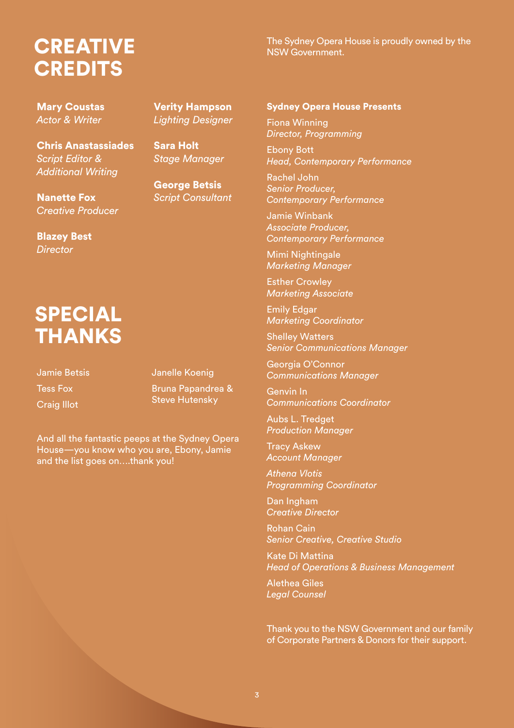# CREATIVE CREDITS

**Mary Coustas**
*Actor & Writer*

**Chris Anastassiades**
*Script Editor & Additional Writing*

**Nanette Fox**
*Creative Producer*

**Blazey Best**
*Director*

**Verity Hampson**
*Lighting Designer*

**Sara Holt**
*Stage Manager*

**George Betsis**
*Script Consultant*

# SPECIAL THANKS

Jamie Betsis

Tess Fox

Craig Illot

Janelle Koenig

Bruna Papandrea & Steve Hutensky

And all the fantastic peeps at the Sydney Opera House—you know who you are, Ebony, Jamie and the list goes on....thank you!

The Sydney Opera House is proudly owned by the NSW Government.

**Sydney Opera House Presents**

Fiona Winning
*Director, Programming*

Ebony Bott
*Head, Contemporary Performance*

Rachel John
*Senior Producer, Contemporary Performance*

Jamie Winbank
*Associate Producer, Contemporary Performance*

Mimi Nightingale
*Marketing Manager*

Esther Crowley
*Marketing Associate*

Emily Edgar
*Marketing Coordinator*

Shelley Watters
*Senior Communications Manager*

Georgia O'Connor
*Communications Manager*

Genvin In
*Communications Coordinator*

Aubs L. Tredget
*Production Manager*

Tracy Askew
*Account Manager*

*Athena Vlotis*
*Programming Coordinator*

Dan Ingham
*Creative Director*

Rohan Cain
*Senior Creative, Creative Studio*

Kate Di Mattina
*Head of Operations & Business Management*

Alethea Giles
*Legal Counsel*

Thank you to the NSW Government and our family of Corporate Partners & Donors for their support.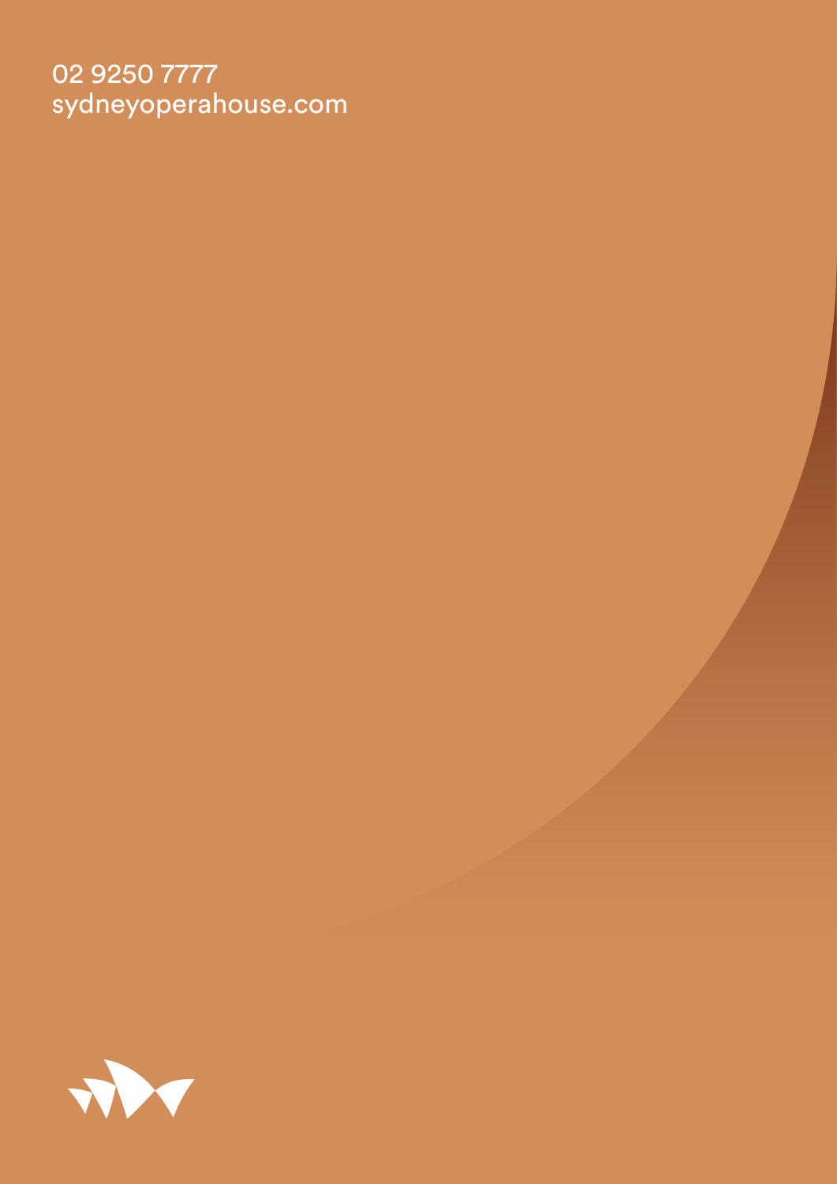02 9250 7777
sydneyoperahouse.com